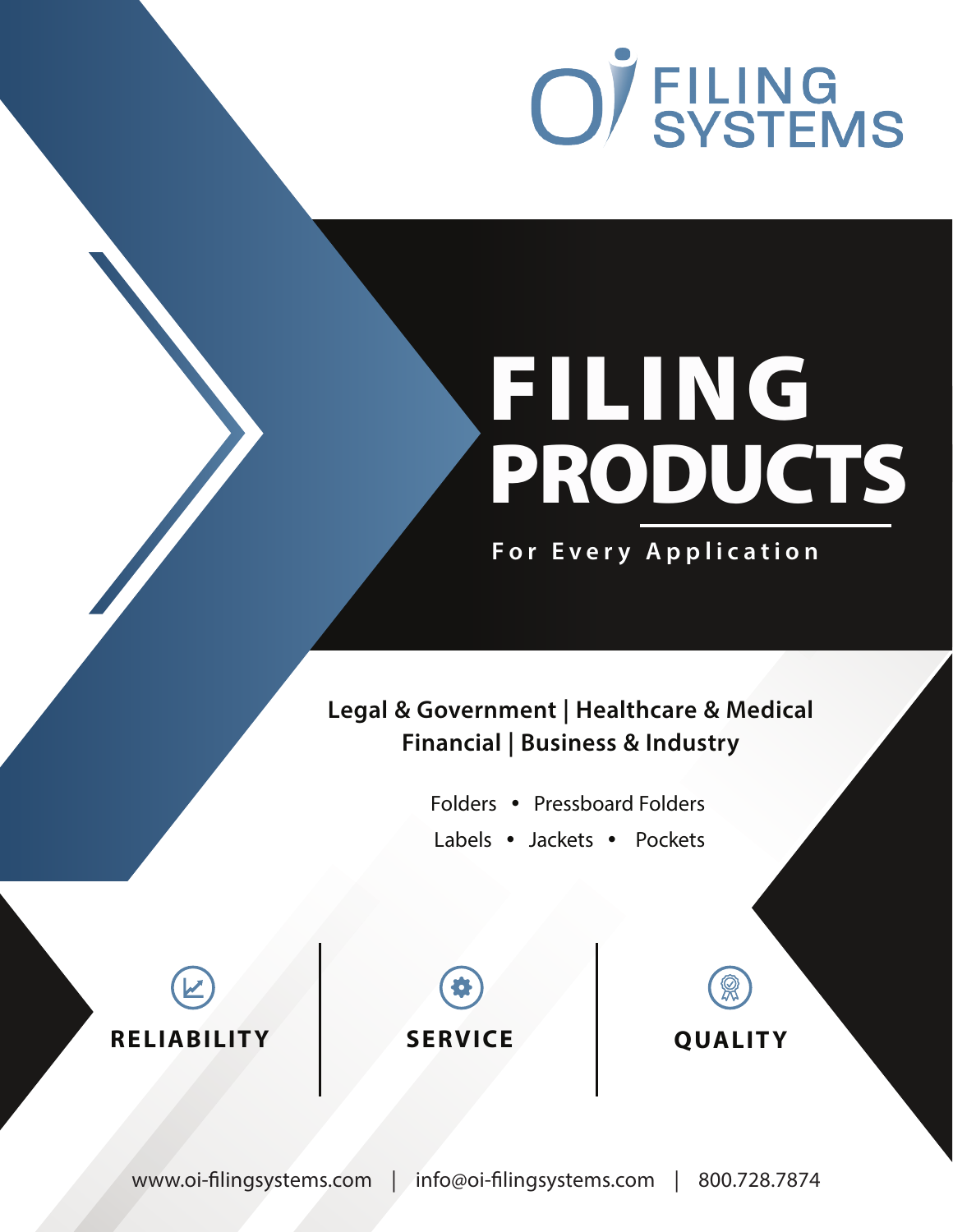OI FILING SYSTEMS

# FILING PRODUCTS

**For Every Application**

**Legal & Government | Healthcare & Medical**
**Financial | Business & Industry**

Folders • Pressboard Folders
Labels • Jackets • Pockets

**RELIABILITY** | **SERVICE** | **QUALITY**

www.oi-filingsystems.com | info@oi-filingsystems.com | 800.728.7874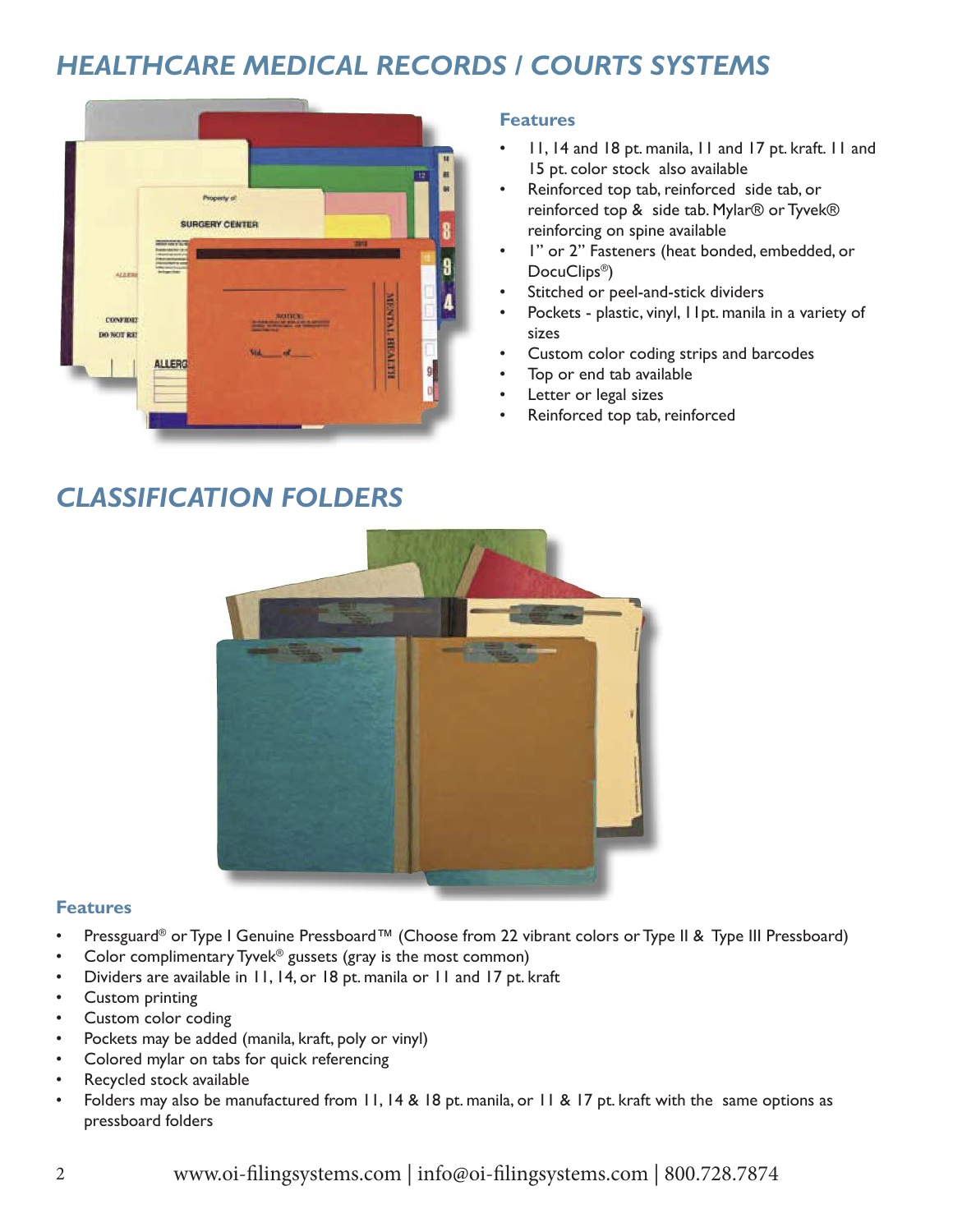# *HEALTHCARE MEDICAL RECORDS / COURTS SYSTEMS*

### Features

- 11, 14 and 18 pt. manila, 11 and 17 pt. kraft. 11 and 15 pt. color stock also available
- Reinforced top tab, reinforced side tab, or reinforced top & side tab. Mylar® or Tyvek® reinforcing on spine available
- 1" or 2" Fasteners (heat bonded, embedded, or DocuClips®)
- Stitched or peel-and-stick dividers
- Pockets - plastic, vinyl, 11pt. manila in a variety of sizes
- Custom color coding strips and barcodes
- Top or end tab available
- Letter or legal sizes
- Reinforced top tab, reinforced

# *CLASSIFICATION FOLDERS*

### Features

- Pressguard® or Type I Genuine Pressboard™ (Choose from 22 vibrant colors or Type II & Type III Pressboard)
- Color complimentary Tyvek® gussets (gray is the most common)
- Dividers are available in 11, 14, or 18 pt. manila or 11 and 17 pt. kraft
- Custom printing
- Custom color coding
- Pockets may be added (manila, kraft, poly or vinyl)
- Colored mylar on tabs for quick referencing
- Recycled stock available
- Folders may also be manufactured from 11, 14 & 18 pt. manila, or 11 & 17 pt. kraft with the same options as pressboard folders

www.oi-filingsystems.com | info@oi-filingsystems.com | 800.728.7874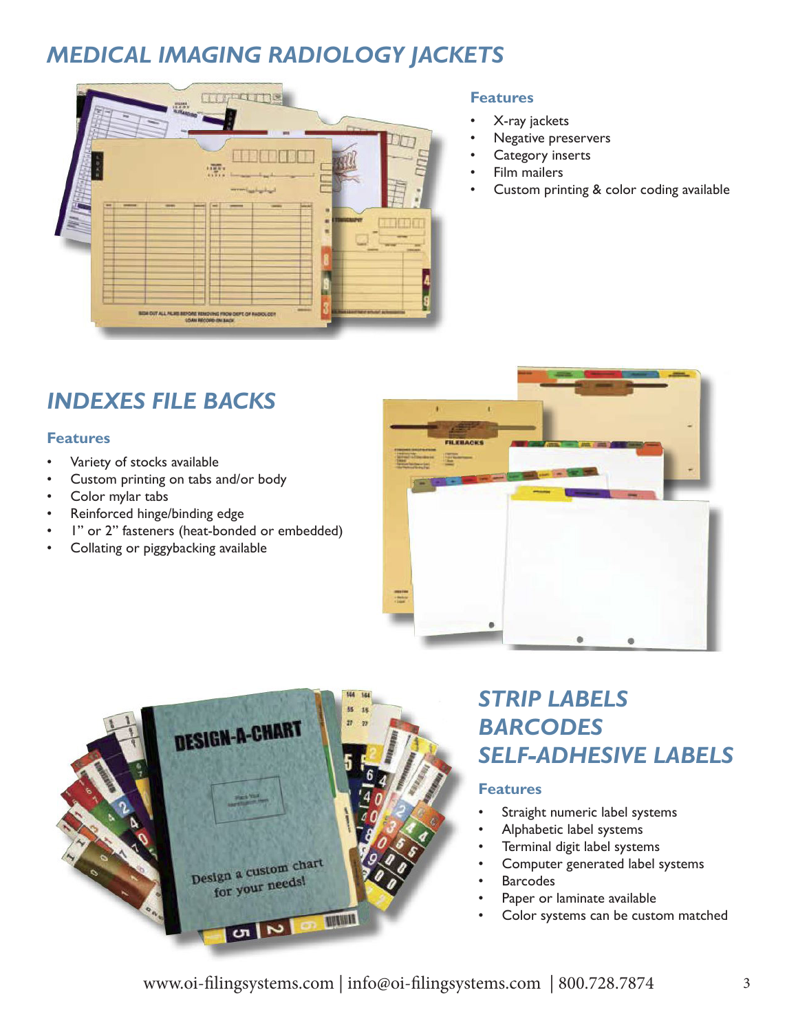# MEDICAL IMAGING RADIOLOGY JACKETS

### Features

- X-ray jackets
- Negative preservers
- Category inserts
- Film mailers
- Custom printing & color coding available

# INDEXES FILE BACKS

### Features

- Variety of stocks available
- Custom printing on tabs and/or body
- Color mylar tabs
- Reinforced hinge/binding edge
- 1" or 2" fasteners (heat-bonded or embedded)
- Collating or piggybacking available

# STRIP LABELS BARCODES SELF-ADHESIVE LABELS

### Features

- Straight numeric label systems
- Alphabetic label systems
- Terminal digit label systems
- Computer generated label systems
- Barcodes
- Paper or laminate available
- Color systems can be custom matched

www.oi-filingsystems.com | info@oi-filingsystems.com | 800.728.7874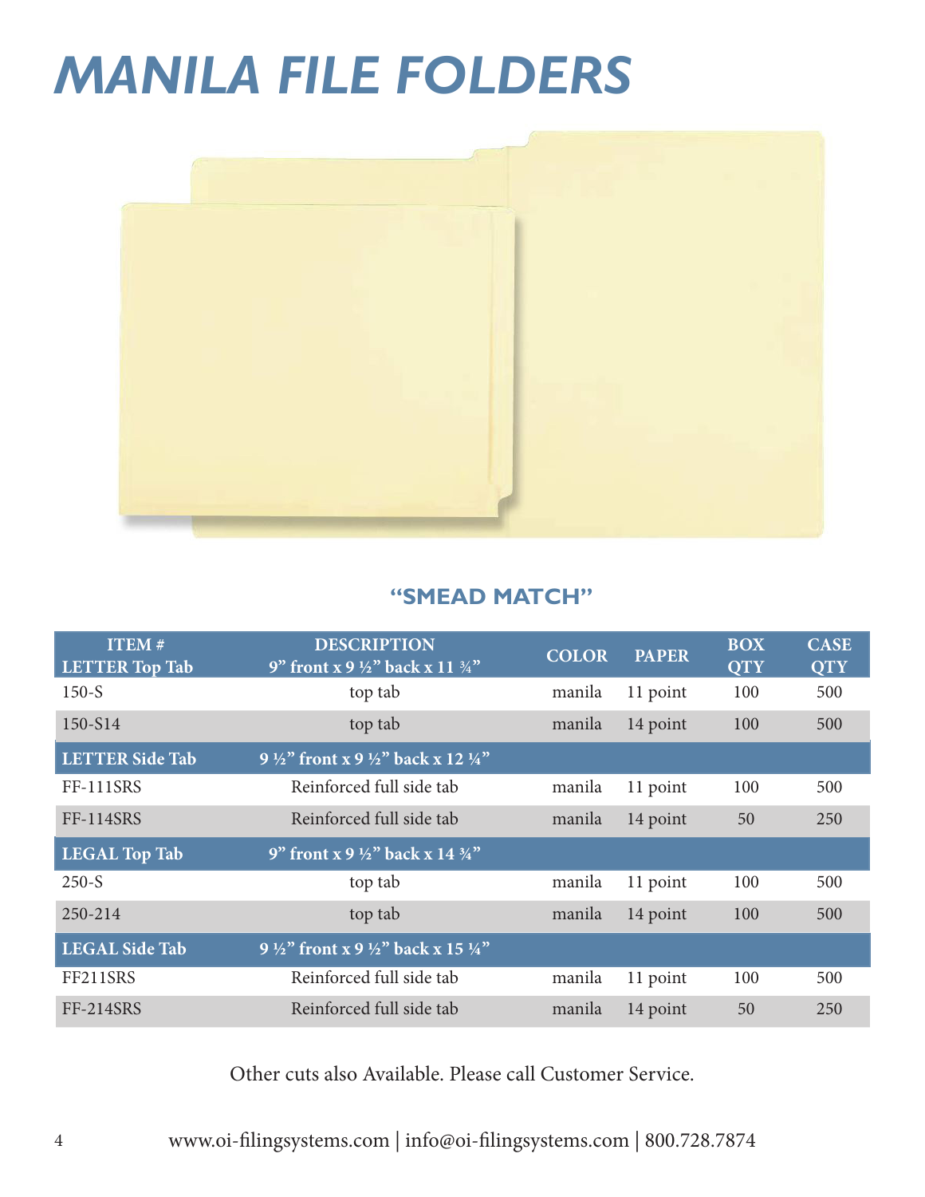# MANILA FILE FOLDERS

## "SMEAD MATCH"

| ITEM # LETTER Top Tab | DESCRIPTION 9" front x 9 ½" back x 11 ¾" | COLOR | PAPER | BOX QTY | CASE QTY |
|---|---|---|---|---|---|
| 150-S | top tab | manila | 11 point | 100 | 500 |
| 150-S14 | top tab | manila | 14 point | 100 | 500 |
| **LETTER Side Tab** | **9 ½" front x 9 ½" back x 12 ¼"** | | | | |
| FF-111SRS | Reinforced full side tab | manila | 11 point | 100 | 500 |
| FF-114SRS | Reinforced full side tab | manila | 14 point | 50 | 250 |
| **LEGAL Top Tab** | **9" front x 9 ½" back x 14 ¾"** | | | | |
| 250-S | top tab | manila | 11 point | 100 | 500 |
| 250-214 | top tab | manila | 14 point | 100 | 500 |
| **LEGAL Side Tab** | **9 ½" front x 9 ½" back x 15 ¼"** | | | | |
| FF211SRS | Reinforced full side tab | manila | 11 point | 100 | 500 |
| FF-214SRS | Reinforced full side tab | manila | 14 point | 50 | 250 |

Other cuts also Available. Please call Customer Service.

www.oi-filingsystems.com | info@oi-filingsystems.com | 800.728.7874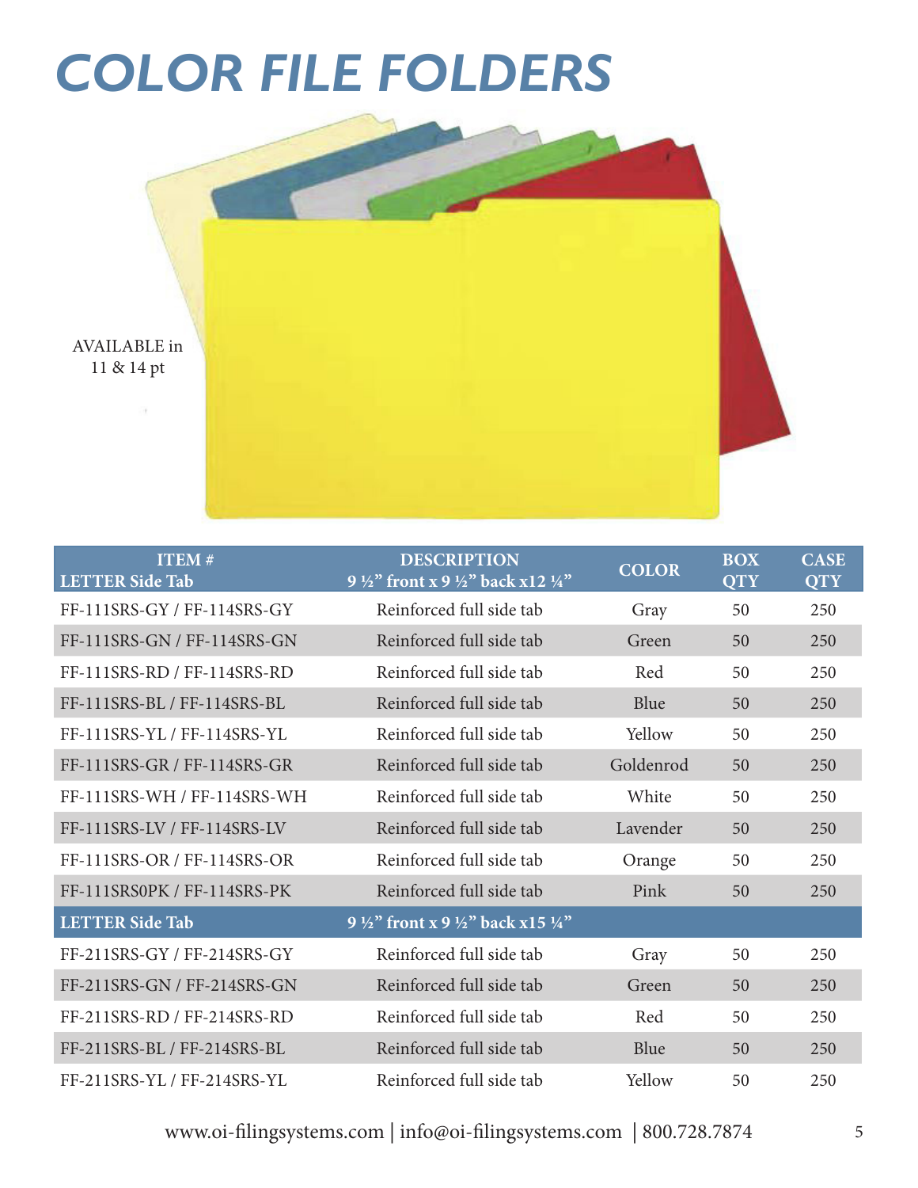# COLOR FILE FOLDERS

AVAILABLE in 11 & 14 pt

| ITEM # LETTER Side Tab | DESCRIPTION 9 ½" front x 9 ½" back x12 ¼" | COLOR | BOX QTY | CASE QTY |
|---|---|---|---|---|
| FF-111SRS-GY / FF-114SRS-GY | Reinforced full side tab | Gray | 50 | 250 |
| FF-111SRS-GN / FF-114SRS-GN | Reinforced full side tab | Green | 50 | 250 |
| FF-111SRS-RD / FF-114SRS-RD | Reinforced full side tab | Red | 50 | 250 |
| FF-111SRS-BL / FF-114SRS-BL | Reinforced full side tab | Blue | 50 | 250 |
| FF-111SRS-YL / FF-114SRS-YL | Reinforced full side tab | Yellow | 50 | 250 |
| FF-111SRS-GR / FF-114SRS-GR | Reinforced full side tab | Goldenrod | 50 | 250 |
| FF-111SRS-WH / FF-114SRS-WH | Reinforced full side tab | White | 50 | 250 |
| FF-111SRS-LV / FF-114SRS-LV | Reinforced full side tab | Lavender | 50 | 250 |
| FF-111SRS-OR / FF-114SRS-OR | Reinforced full side tab | Orange | 50 | 250 |
| FF-111SRS0PK / FF-114SRS-PK | Reinforced full side tab | Pink | 50 | 250 |
| **LETTER Side Tab** | **9 ½" front x 9 ½" back x15 ¼"** | | | |
| FF-211SRS-GY / FF-214SRS-GY | Reinforced full side tab | Gray | 50 | 250 |
| FF-211SRS-GN / FF-214SRS-GN | Reinforced full side tab | Green | 50 | 250 |
| FF-211SRS-RD / FF-214SRS-RD | Reinforced full side tab | Red | 50 | 250 |
| FF-211SRS-BL / FF-214SRS-BL | Reinforced full side tab | Blue | 50 | 250 |
| FF-211SRS-YL / FF-214SRS-YL | Reinforced full side tab | Yellow | 50 | 250 |

www.oi-filingsystems.com | info@oi-filingsystems.com | 800.728.7874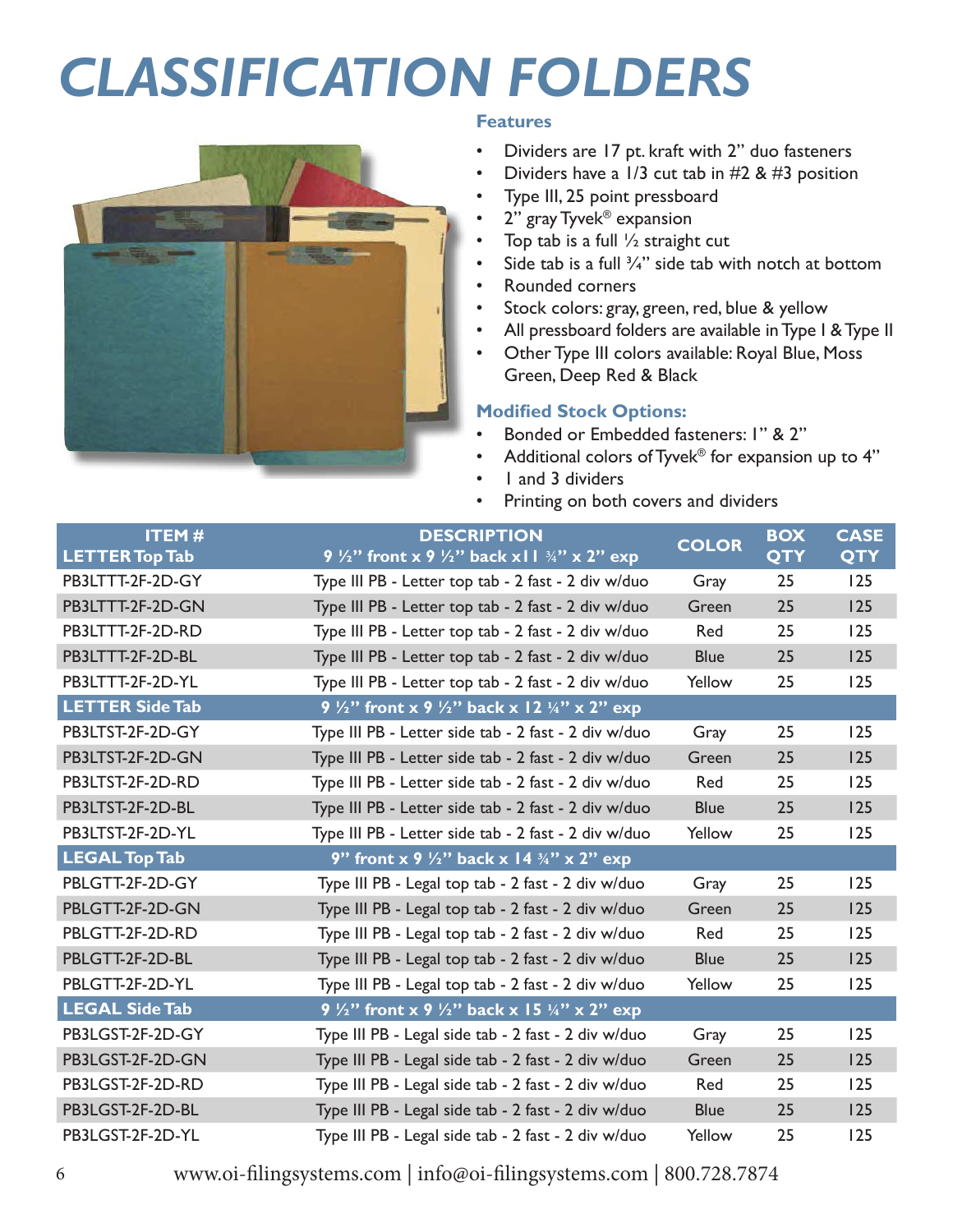# CLASSIFICATION FOLDERS

### Features

- Dividers are 17 pt. kraft with 2" duo fasteners
- Dividers have a 1/3 cut tab in #2 & #3 position
- Type III, 25 point pressboard
- 2" gray Tyvek® expansion
- Top tab is a full ½ straight cut
- Side tab is a full ¾" side tab with notch at bottom
- Rounded corners
- Stock colors: gray, green, red, blue & yellow
- All pressboard folders are available in Type I & Type II
- Other Type III colors available: Royal Blue, Moss Green, Deep Red & Black

### Modified Stock Options:

- Bonded or Embedded fasteners: 1" & 2"
- Additional colors of Tyvek® for expansion up to 4"
- 1 and 3 dividers
- Printing on both covers and dividers

| ITEM # LETTER Top Tab | DESCRIPTION 9 ½" front x 9 ½" back x 11 ¾" x 2" exp | COLOR | BOX QTY | CASE QTY |
|---|---|---|---|---|
| PB3LTTT-2F-2D-GY | Type III PB - Letter top tab - 2 fast - 2 div w/duo | Gray | 25 | 125 |
| PB3LTTT-2F-2D-GN | Type III PB - Letter top tab - 2 fast - 2 div w/duo | Green | 25 | 125 |
| PB3LTTT-2F-2D-RD | Type III PB - Letter top tab - 2 fast - 2 div w/duo | Red | 25 | 125 |
| PB3LTTT-2F-2D-BL | Type III PB - Letter top tab - 2 fast - 2 div w/duo | Blue | 25 | 125 |
| PB3LTTT-2F-2D-YL | Type III PB - Letter top tab - 2 fast - 2 div w/duo | Yellow | 25 | 125 |
| **LETTER Side Tab** | **9 ½" front x 9 ½" back x 12 ¼" x 2" exp** | | | |
| PB3LTST-2F-2D-GY | Type III PB - Letter side tab - 2 fast - 2 div w/duo | Gray | 25 | 125 |
| PB3LTST-2F-2D-GN | Type III PB - Letter side tab - 2 fast - 2 div w/duo | Green | 25 | 125 |
| PB3LTST-2F-2D-RD | Type III PB - Letter side tab - 2 fast - 2 div w/duo | Red | 25 | 125 |
| PB3LTST-2F-2D-BL | Type III PB - Letter side tab - 2 fast - 2 div w/duo | Blue | 25 | 125 |
| PB3LTST-2F-2D-YL | Type III PB - Letter side tab - 2 fast - 2 div w/duo | Yellow | 25 | 125 |
| **LEGAL Top Tab** | **9" front x 9 ½" back x 14 ¾" x 2" exp** | | | |
| PBLGTT-2F-2D-GY | Type III PB - Legal top tab - 2 fast - 2 div w/duo | Gray | 25 | 125 |
| PBLGTT-2F-2D-GN | Type III PB - Legal top tab - 2 fast - 2 div w/duo | Green | 25 | 125 |
| PBLGTT-2F-2D-RD | Type III PB - Legal top tab - 2 fast - 2 div w/duo | Red | 25 | 125 |
| PBLGTT-2F-2D-BL | Type III PB - Legal top tab - 2 fast - 2 div w/duo | Blue | 25 | 125 |
| PBLGTT-2F-2D-YL | Type III PB - Legal top tab - 2 fast - 2 div w/duo | Yellow | 25 | 125 |
| **LEGAL Side Tab** | **9 ½" front x 9 ½" back x 15 ¼" x 2" exp** | | | |
| PB3LGST-2F-2D-GY | Type III PB - Legal side tab - 2 fast - 2 div w/duo | Gray | 25 | 125 |
| PB3LGST-2F-2D-GN | Type III PB - Legal side tab - 2 fast - 2 div w/duo | Green | 25 | 125 |
| PB3LGST-2F-2D-RD | Type III PB - Legal side tab - 2 fast - 2 div w/duo | Red | 25 | 125 |
| PB3LGST-2F-2D-BL | Type III PB - Legal side tab - 2 fast - 2 div w/duo | Blue | 25 | 125 |
| PB3LGST-2F-2D-YL | Type III PB - Legal side tab - 2 fast - 2 div w/duo | Yellow | 25 | 125 |

www.oi-filingsystems.com | info@oi-filingsystems.com | 800.728.7874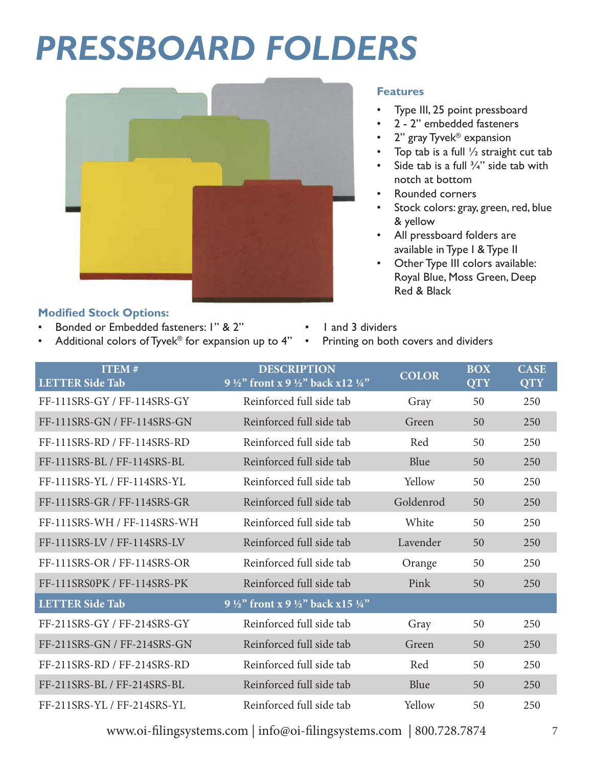# PRESSBOARD FOLDERS

### Features

- Type III, 25 point pressboard
- 2 - 2" embedded fasteners
- 2" gray Tyvek® expansion
- Top tab is a full ½ straight cut tab
- Side tab is a full ¾" side tab with notch at bottom
- Rounded corners
- Stock colors: gray, green, red, blue & yellow
- All pressboard folders are available in Type I & Type II
- Other Type III colors available: Royal Blue, Moss Green, Deep Red & Black

### Modified Stock Options:

- Bonded or Embedded fasteners: 1" & 2"
- Additional colors of Tyvek® for expansion up to 4"
- 1 and 3 dividers
- Printing on both covers and dividers

| ITEM # LETTER Side Tab | DESCRIPTION 9 ½" front x 9 ½" back x12 ¼" | COLOR | BOX QTY | CASE QTY |
|---|---|---|---|---|
| FF-111SRS-GY / FF-114SRS-GY | Reinforced full side tab | Gray | 50 | 250 |
| FF-111SRS-GN / FF-114SRS-GN | Reinforced full side tab | Green | 50 | 250 |
| FF-111SRS-RD / FF-114SRS-RD | Reinforced full side tab | Red | 50 | 250 |
| FF-111SRS-BL / FF-114SRS-BL | Reinforced full side tab | Blue | 50 | 250 |
| FF-111SRS-YL / FF-114SRS-YL | Reinforced full side tab | Yellow | 50 | 250 |
| FF-111SRS-GR / FF-114SRS-GR | Reinforced full side tab | Goldenrod | 50 | 250 |
| FF-111SRS-WH / FF-114SRS-WH | Reinforced full side tab | White | 50 | 250 |
| FF-111SRS-LV / FF-114SRS-LV | Reinforced full side tab | Lavender | 50 | 250 |
| FF-111SRS-OR / FF-114SRS-OR | Reinforced full side tab | Orange | 50 | 250 |
| FF-111SRS0PK / FF-114SRS-PK | Reinforced full side tab | Pink | 50 | 250 |
| **LETTER Side Tab** | **9 ½" front x 9 ½" back x15 ¼"** | | | |
| FF-211SRS-GY / FF-214SRS-GY | Reinforced full side tab | Gray | 50 | 250 |
| FF-211SRS-GN / FF-214SRS-GN | Reinforced full side tab | Green | 50 | 250 |
| FF-211SRS-RD / FF-214SRS-RD | Reinforced full side tab | Red | 50 | 250 |
| FF-211SRS-BL / FF-214SRS-BL | Reinforced full side tab | Blue | 50 | 250 |
| FF-211SRS-YL / FF-214SRS-YL | Reinforced full side tab | Yellow | 50 | 250 |

www.oi-filingsystems.com | info@oi-filingsystems.com | 800.728.7874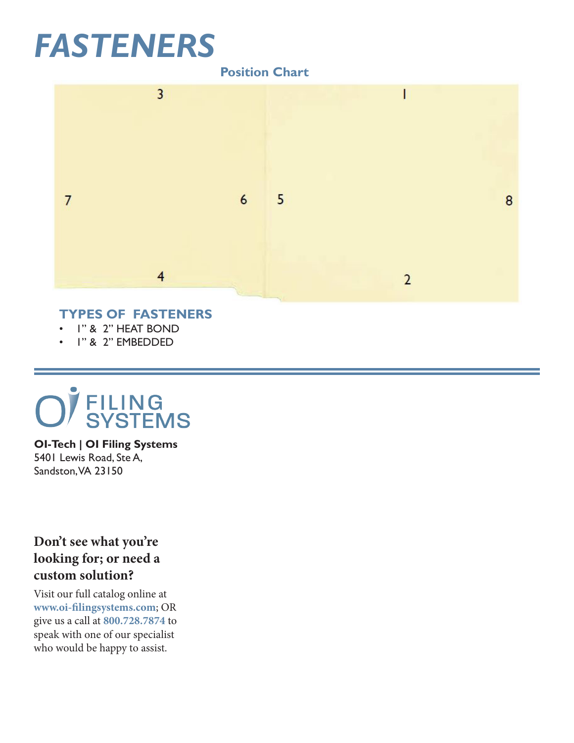# *FASTENERS*

**Position Chart**

3

1

7

6

5

8

4

2

## TYPES OF FASTENERS

- 1" & 2" HEAT BOND
- 1" & 2" EMBEDDED

OI FILING SYSTEMS

**OI-Tech | OI Filing Systems**
5401 Lewis Road, Ste A,
Sandston, VA 23150

### Don't see what you're looking for; or need a custom solution?

Visit our full catalog online at **www.oi-filingsystems.com**; OR give us a call at **800.728.7874** to speak with one of our specialist who would be happy to assist.